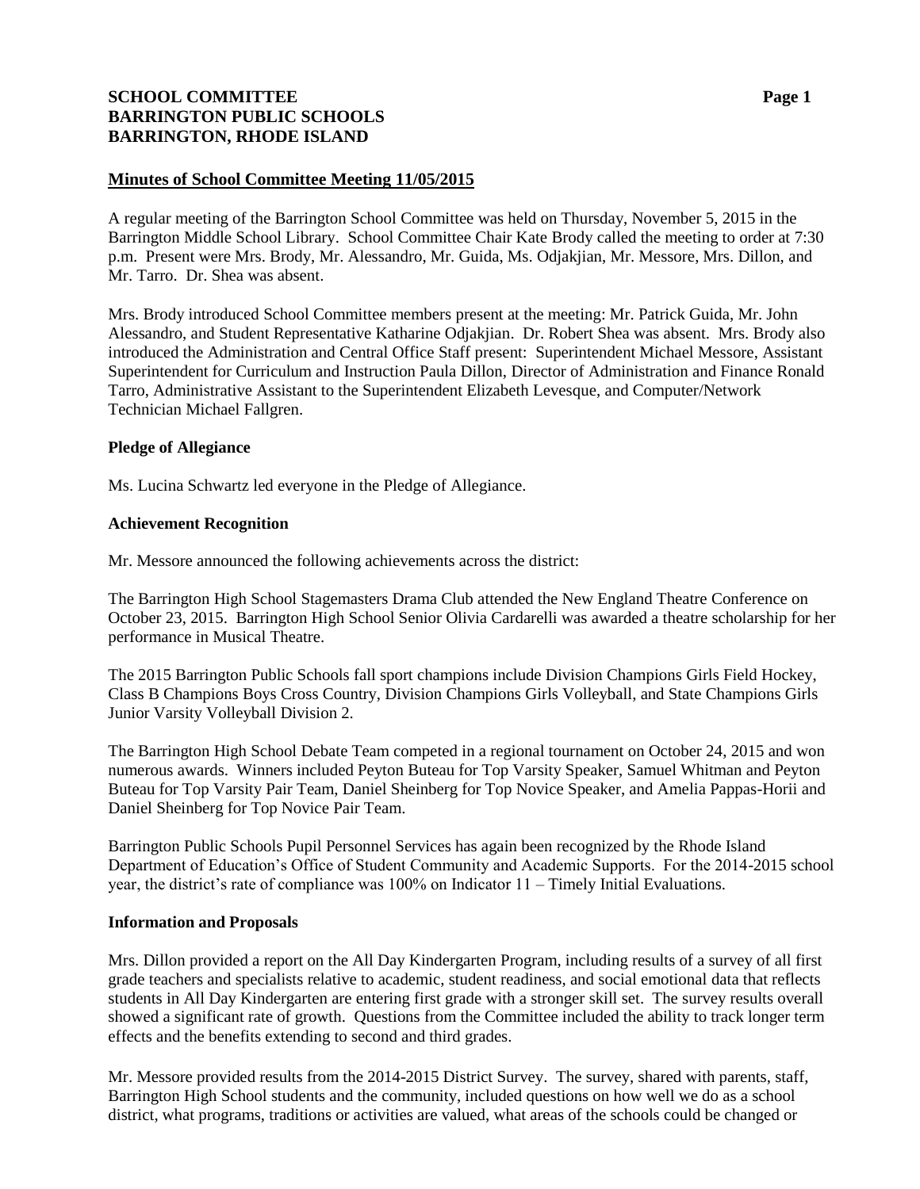# SCHOOL COMMITTEE
# BARRINGTON PUBLIC SCHOOLS
# BARRINGTON, RHODE ISLAND

## Minutes of School Committee Meeting 11/05/2015

A regular meeting of the Barrington School Committee was held on Thursday, November 5, 2015 in the Barrington Middle School Library. School Committee Chair Kate Brody called the meeting to order at 7:30 p.m. Present were Mrs. Brody, Mr. Alessandro, Mr. Guida, Ms. Odjakjian, Mr. Messore, Mrs. Dillon, and Mr. Tarro. Dr. Shea was absent.

Mrs. Brody introduced School Committee members present at the meeting: Mr. Patrick Guida, Mr. John Alessandro, and Student Representative Katharine Odjakjian. Dr. Robert Shea was absent. Mrs. Brody also introduced the Administration and Central Office Staff present: Superintendent Michael Messore, Assistant Superintendent for Curriculum and Instruction Paula Dillon, Director of Administration and Finance Ronald Tarro, Administrative Assistant to the Superintendent Elizabeth Levesque, and Computer/Network Technician Michael Fallgren.

### Pledge of Allegiance

Ms. Lucina Schwartz led everyone in the Pledge of Allegiance.

### Achievement Recognition

Mr. Messore announced the following achievements across the district:

The Barrington High School Stagemasters Drama Club attended the New England Theatre Conference on October 23, 2015. Barrington High School Senior Olivia Cardarelli was awarded a theatre scholarship for her performance in Musical Theatre.

The 2015 Barrington Public Schools fall sport champions include Division Champions Girls Field Hockey, Class B Champions Boys Cross Country, Division Champions Girls Volleyball, and State Champions Girls Junior Varsity Volleyball Division 2.

The Barrington High School Debate Team competed in a regional tournament on October 24, 2015 and won numerous awards. Winners included Peyton Buteau for Top Varsity Speaker, Samuel Whitman and Peyton Buteau for Top Varsity Pair Team, Daniel Sheinberg for Top Novice Speaker, and Amelia Pappas-Horii and Daniel Sheinberg for Top Novice Pair Team.

Barrington Public Schools Pupil Personnel Services has again been recognized by the Rhode Island Department of Education's Office of Student Community and Academic Supports. For the 2014-2015 school year, the district's rate of compliance was 100% on Indicator 11 – Timely Initial Evaluations.

### Information and Proposals

Mrs. Dillon provided a report on the All Day Kindergarten Program, including results of a survey of all first grade teachers and specialists relative to academic, student readiness, and social emotional data that reflects students in All Day Kindergarten are entering first grade with a stronger skill set. The survey results overall showed a significant rate of growth. Questions from the Committee included the ability to track longer term effects and the benefits extending to second and third grades.

Mr. Messore provided results from the 2014-2015 District Survey. The survey, shared with parents, staff, Barrington High School students and the community, included questions on how well we do as a school district, what programs, traditions or activities are valued, what areas of the schools could be changed or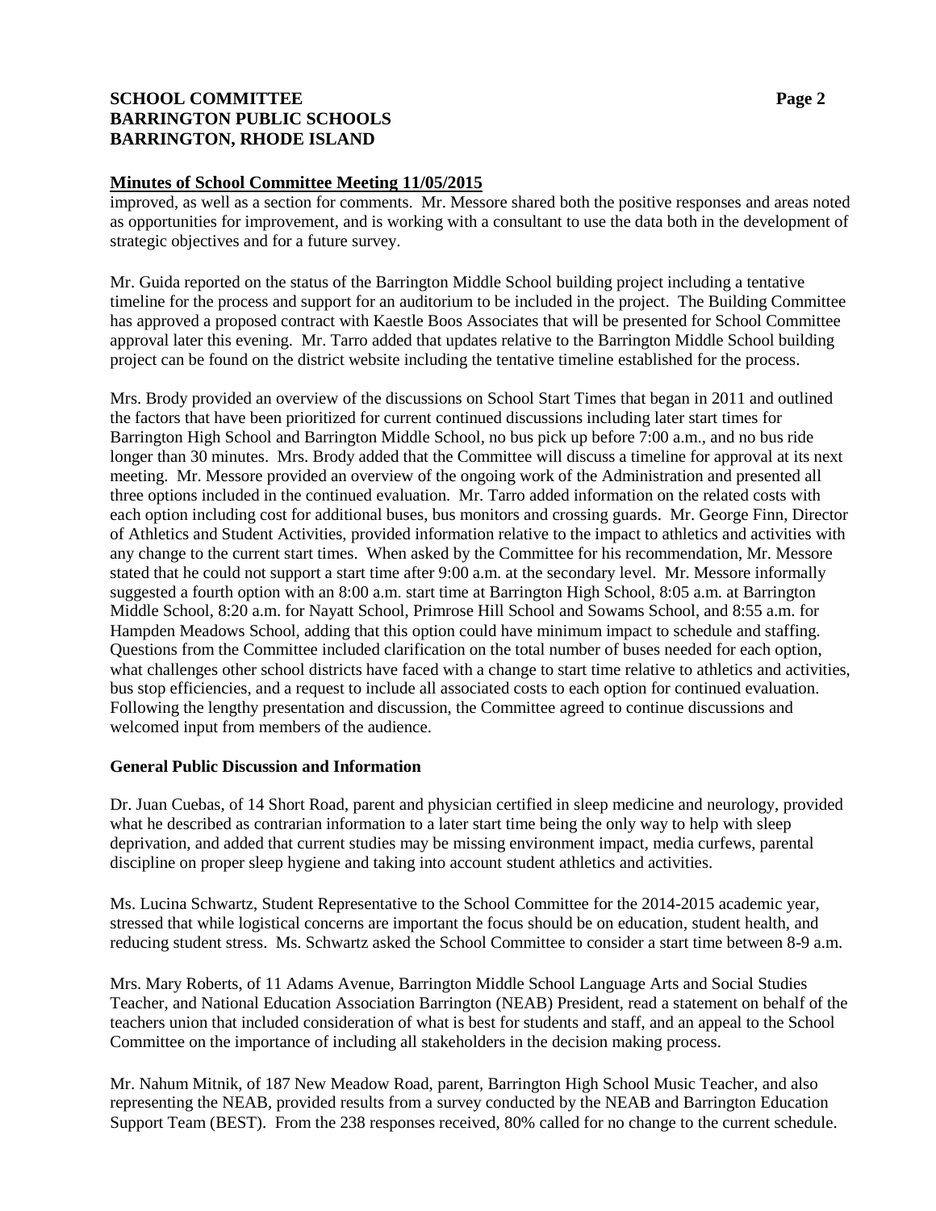## Minutes of School Committee Meeting 11/05/2015

improved, as well as a section for comments. Mr. Messore shared both the positive responses and areas noted as opportunities for improvement, and is working with a consultant to use the data both in the development of strategic objectives and for a future survey.

Mr. Guida reported on the status of the Barrington Middle School building project including a tentative timeline for the process and support for an auditorium to be included in the project. The Building Committee has approved a proposed contract with Kaestle Boos Associates that will be presented for School Committee approval later this evening. Mr. Tarro added that updates relative to the Barrington Middle School building project can be found on the district website including the tentative timeline established for the process.

Mrs. Brody provided an overview of the discussions on School Start Times that began in 2011 and outlined the factors that have been prioritized for current continued discussions including later start times for Barrington High School and Barrington Middle School, no bus pick up before 7:00 a.m., and no bus ride longer than 30 minutes. Mrs. Brody added that the Committee will discuss a timeline for approval at its next meeting. Mr. Messore provided an overview of the ongoing work of the Administration and presented all three options included in the continued evaluation. Mr. Tarro added information on the related costs with each option including cost for additional buses, bus monitors and crossing guards. Mr. George Finn, Director of Athletics and Student Activities, provided information relative to the impact to athletics and activities with any change to the current start times. When asked by the Committee for his recommendation, Mr. Messore stated that he could not support a start time after 9:00 a.m. at the secondary level. Mr. Messore informally suggested a fourth option with an 8:00 a.m. start time at Barrington High School, 8:05 a.m. at Barrington Middle School, 8:20 a.m. for Nayatt School, Primrose Hill School and Sowams School, and 8:55 a.m. for Hampden Meadows School, adding that this option could have minimum impact to schedule and staffing. Questions from the Committee included clarification on the total number of buses needed for each option, what challenges other school districts have faced with a change to start time relative to athletics and activities, bus stop efficiencies, and a request to include all associated costs to each option for continued evaluation. Following the lengthy presentation and discussion, the Committee agreed to continue discussions and welcomed input from members of the audience.

**General Public Discussion and Information**

Dr. Juan Cuebas, of 14 Short Road, parent and physician certified in sleep medicine and neurology, provided what he described as contrarian information to a later start time being the only way to help with sleep deprivation, and added that current studies may be missing environment impact, media curfews, parental discipline on proper sleep hygiene and taking into account student athletics and activities.

Ms. Lucina Schwartz, Student Representative to the School Committee for the 2014-2015 academic year, stressed that while logistical concerns are important the focus should be on education, student health, and reducing student stress. Ms. Schwartz asked the School Committee to consider a start time between 8-9 a.m.

Mrs. Mary Roberts, of 11 Adams Avenue, Barrington Middle School Language Arts and Social Studies Teacher, and National Education Association Barrington (NEAB) President, read a statement on behalf of the teachers union that included consideration of what is best for students and staff, and an appeal to the School Committee on the importance of including all stakeholders in the decision making process.

Mr. Nahum Mitnik, of 187 New Meadow Road, parent, Barrington High School Music Teacher, and also representing the NEAB, provided results from a survey conducted by the NEAB and Barrington Education Support Team (BEST). From the 238 responses received, 80% called for no change to the current schedule.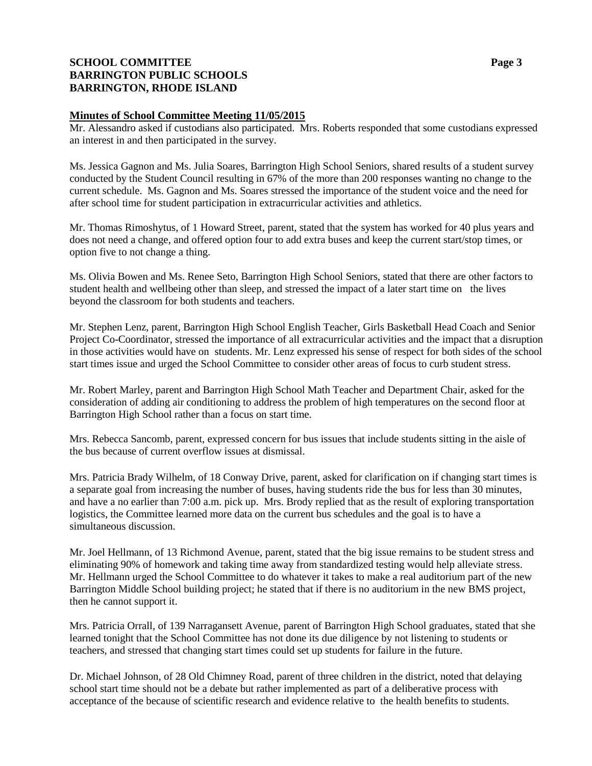**Minutes of School Committee Meeting 11/05/2015**

Mr. Alessandro asked if custodians also participated. Mrs. Roberts responded that some custodians expressed an interest in and then participated in the survey.

Ms. Jessica Gagnon and Ms. Julia Soares, Barrington High School Seniors, shared results of a student survey conducted by the Student Council resulting in 67% of the more than 200 responses wanting no change to the current schedule. Ms. Gagnon and Ms. Soares stressed the importance of the student voice and the need for after school time for student participation in extracurricular activities and athletics.

Mr. Thomas Rimoshytus, of 1 Howard Street, parent, stated that the system has worked for 40 plus years and does not need a change, and offered option four to add extra buses and keep the current start/stop times, or option five to not change a thing.

Ms. Olivia Bowen and Ms. Renee Seto, Barrington High School Seniors, stated that there are other factors to student health and wellbeing other than sleep, and stressed the impact of a later start time on the lives beyond the classroom for both students and teachers.

Mr. Stephen Lenz, parent, Barrington High School English Teacher, Girls Basketball Head Coach and Senior Project Co-Coordinator, stressed the importance of all extracurricular activities and the impact that a disruption in those activities would have on students. Mr. Lenz expressed his sense of respect for both sides of the school start times issue and urged the School Committee to consider other areas of focus to curb student stress.

Mr. Robert Marley, parent and Barrington High School Math Teacher and Department Chair, asked for the consideration of adding air conditioning to address the problem of high temperatures on the second floor at Barrington High School rather than a focus on start time.

Mrs. Rebecca Sancomb, parent, expressed concern for bus issues that include students sitting in the aisle of the bus because of current overflow issues at dismissal.

Mrs. Patricia Brady Wilhelm, of 18 Conway Drive, parent, asked for clarification on if changing start times is a separate goal from increasing the number of buses, having students ride the bus for less than 30 minutes, and have a no earlier than 7:00 a.m. pick up. Mrs. Brody replied that as the result of exploring transportation logistics, the Committee learned more data on the current bus schedules and the goal is to have a simultaneous discussion.

Mr. Joel Hellmann, of 13 Richmond Avenue, parent, stated that the big issue remains to be student stress and eliminating 90% of homework and taking time away from standardized testing would help alleviate stress. Mr. Hellmann urged the School Committee to do whatever it takes to make a real auditorium part of the new Barrington Middle School building project; he stated that if there is no auditorium in the new BMS project, then he cannot support it.

Mrs. Patricia Orrall, of 139 Narragansett Avenue, parent of Barrington High School graduates, stated that she learned tonight that the School Committee has not done its due diligence by not listening to students or teachers, and stressed that changing start times could set up students for failure in the future.

Dr. Michael Johnson, of 28 Old Chimney Road, parent of three children in the district, noted that delaying school start time should not be a debate but rather implemented as part of a deliberative process with acceptance of the because of scientific research and evidence relative to the health benefits to students.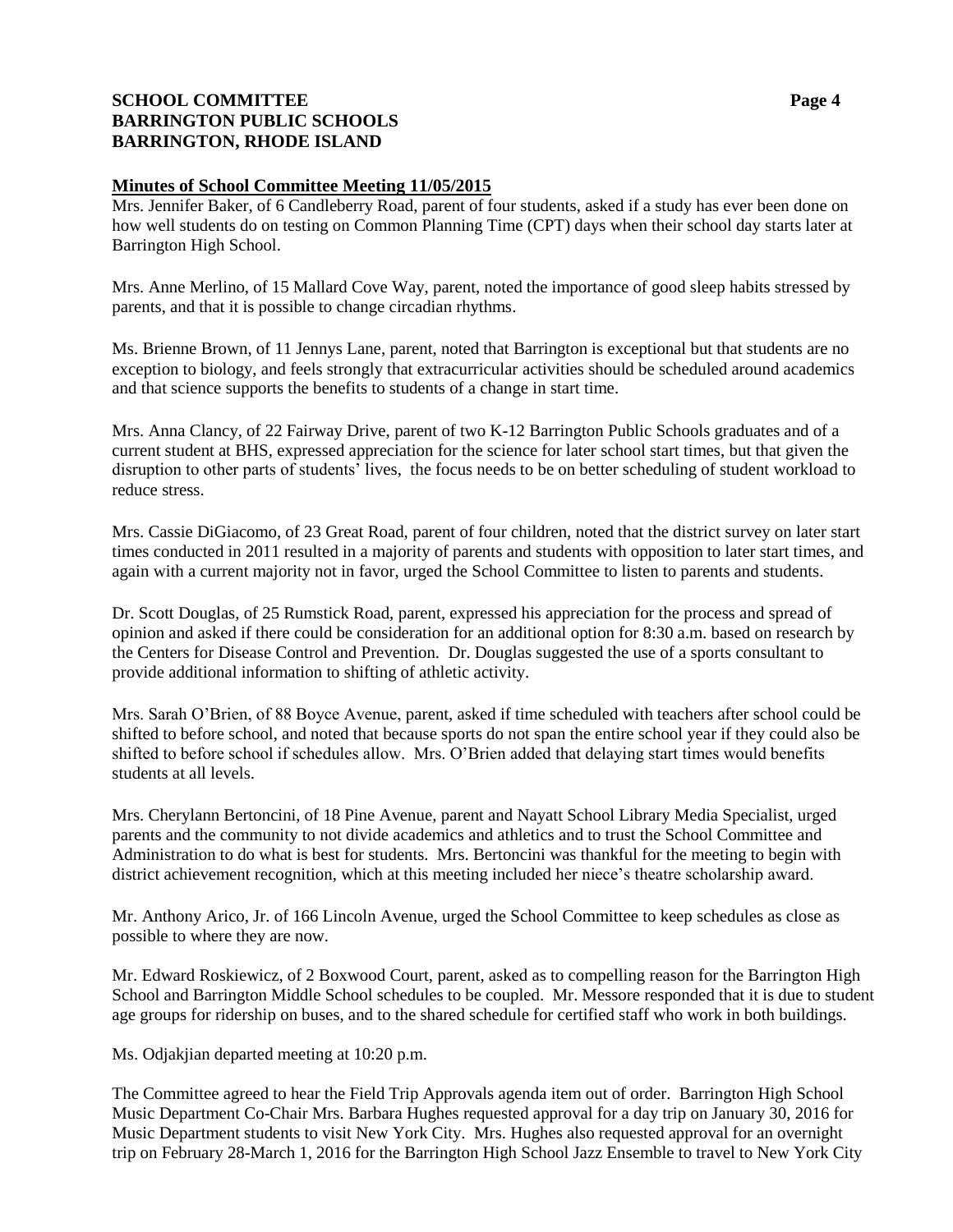**Minutes of School Committee Meeting 11/05/2015**

Mrs. Jennifer Baker, of 6 Candleberry Road, parent of four students, asked if a study has ever been done on how well students do on testing on Common Planning Time (CPT) days when their school day starts later at Barrington High School.

Mrs. Anne Merlino, of 15 Mallard Cove Way, parent, noted the importance of good sleep habits stressed by parents, and that it is possible to change circadian rhythms.

Ms. Brienne Brown, of 11 Jennys Lane, parent, noted that Barrington is exceptional but that students are no exception to biology, and feels strongly that extracurricular activities should be scheduled around academics and that science supports the benefits to students of a change in start time.

Mrs. Anna Clancy, of 22 Fairway Drive, parent of two K-12 Barrington Public Schools graduates and of a current student at BHS, expressed appreciation for the science for later school start times, but that given the disruption to other parts of students' lives, the focus needs to be on better scheduling of student workload to reduce stress.

Mrs. Cassie DiGiacomo, of 23 Great Road, parent of four children, noted that the district survey on later start times conducted in 2011 resulted in a majority of parents and students with opposition to later start times, and again with a current majority not in favor, urged the School Committee to listen to parents and students.

Dr. Scott Douglas, of 25 Rumstick Road, parent, expressed his appreciation for the process and spread of opinion and asked if there could be consideration for an additional option for 8:30 a.m. based on research by the Centers for Disease Control and Prevention. Dr. Douglas suggested the use of a sports consultant to provide additional information to shifting of athletic activity.

Mrs. Sarah O'Brien, of 88 Boyce Avenue, parent, asked if time scheduled with teachers after school could be shifted to before school, and noted that because sports do not span the entire school year if they could also be shifted to before school if schedules allow. Mrs. O'Brien added that delaying start times would benefits students at all levels.

Mrs. Cherylann Bertoncini, of 18 Pine Avenue, parent and Nayatt School Library Media Specialist, urged parents and the community to not divide academics and athletics and to trust the School Committee and Administration to do what is best for students. Mrs. Bertoncini was thankful for the meeting to begin with district achievement recognition, which at this meeting included her niece's theatre scholarship award.

Mr. Anthony Arico, Jr. of 166 Lincoln Avenue, urged the School Committee to keep schedules as close as possible to where they are now.

Mr. Edward Roskiewicz, of 2 Boxwood Court, parent, asked as to compelling reason for the Barrington High School and Barrington Middle School schedules to be coupled. Mr. Messore responded that it is due to student age groups for ridership on buses, and to the shared schedule for certified staff who work in both buildings.

Ms. Odjakjian departed meeting at 10:20 p.m.

The Committee agreed to hear the Field Trip Approvals agenda item out of order. Barrington High School Music Department Co-Chair Mrs. Barbara Hughes requested approval for a day trip on January 30, 2016 for Music Department students to visit New York City. Mrs. Hughes also requested approval for an overnight trip on February 28-March 1, 2016 for the Barrington High School Jazz Ensemble to travel to New York City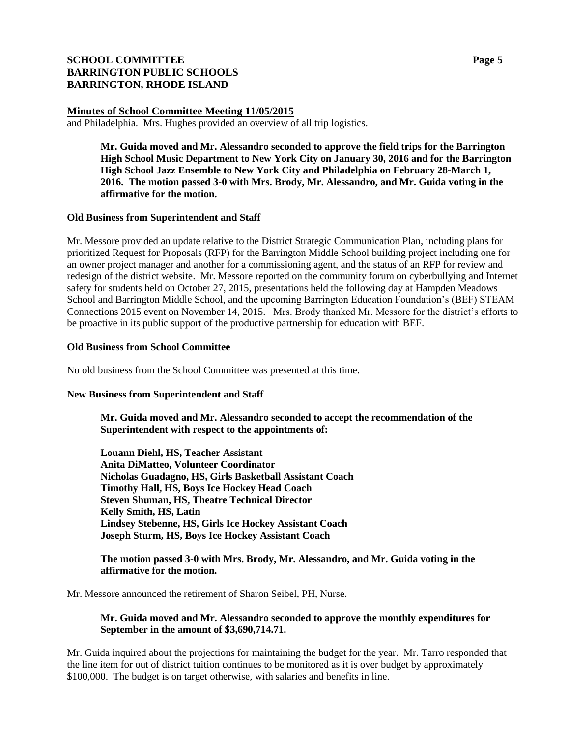**Minutes of School Committee Meeting 11/05/2015**

and Philadelphia. Mrs. Hughes provided an overview of all trip logistics.

> **Mr. Guida moved and Mr. Alessandro seconded to approve the field trips for the Barrington High School Music Department to New York City on January 30, 2016 and for the Barrington High School Jazz Ensemble to New York City and Philadelphia on February 28-March 1, 2016. The motion passed 3-0 with Mrs. Brody, Mr. Alessandro, and Mr. Guida voting in the affirmative for the motion.**

**Old Business from Superintendent and Staff**

Mr. Messore provided an update relative to the District Strategic Communication Plan, including plans for prioritized Request for Proposals (RFP) for the Barrington Middle School building project including one for an owner project manager and another for a commissioning agent, and the status of an RFP for review and redesign of the district website. Mr. Messore reported on the community forum on cyberbullying and Internet safety for students held on October 27, 2015, presentations held the following day at Hampden Meadows School and Barrington Middle School, and the upcoming Barrington Education Foundation's (BEF) STEAM Connections 2015 event on November 14, 2015. Mrs. Brody thanked Mr. Messore for the district's efforts to be proactive in its public support of the productive partnership for education with BEF.

**Old Business from School Committee**

No old business from the School Committee was presented at this time.

**New Business from Superintendent and Staff**

> **Mr. Guida moved and Mr. Alessandro seconded to accept the recommendation of the Superintendent with respect to the appointments of:**
>
> **Louann Diehl, HS, Teacher Assistant**
> **Anita DiMatteo, Volunteer Coordinator**
> **Nicholas Guadagno, HS, Girls Basketball Assistant Coach**
> **Timothy Hall, HS, Boys Ice Hockey Head Coach**
> **Steven Shuman, HS, Theatre Technical Director**
> **Kelly Smith, HS, Latin**
> **Lindsey Stebenne, HS, Girls Ice Hockey Assistant Coach**
> **Joseph Sturm, HS, Boys Ice Hockey Assistant Coach**
>
> **The motion passed 3-0 with Mrs. Brody, Mr. Alessandro, and Mr. Guida voting in the affirmative for the motion.**

Mr. Messore announced the retirement of Sharon Seibel, PH, Nurse.

> **Mr. Guida moved and Mr. Alessandro seconded to approve the monthly expenditures for September in the amount of $3,690,714.71.**

Mr. Guida inquired about the projections for maintaining the budget for the year. Mr. Tarro responded that the line item for out of district tuition continues to be monitored as it is over budget by approximately $100,000. The budget is on target otherwise, with salaries and benefits in line.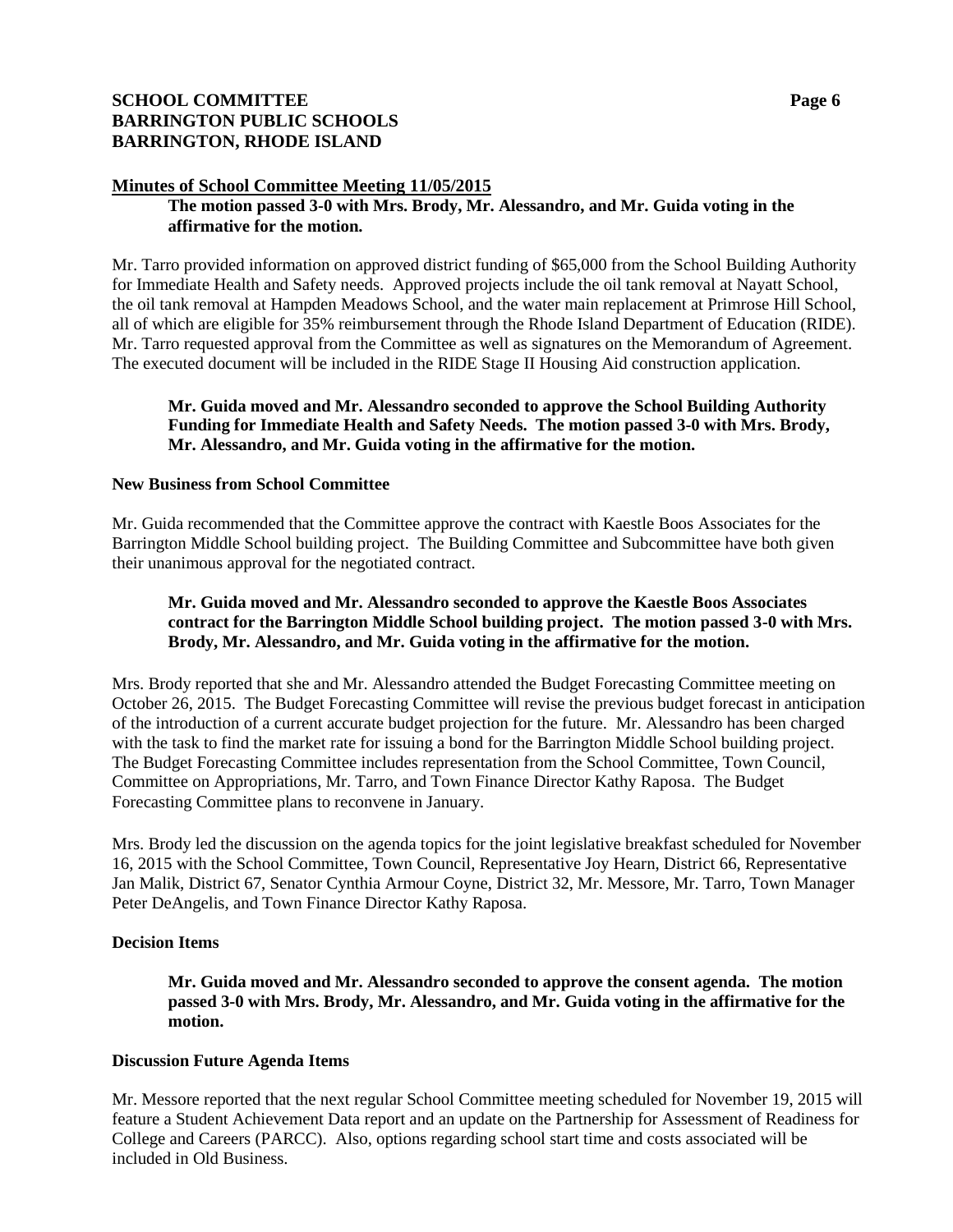**Minutes of School Committee Meeting 11/05/2015**

**The motion passed 3-0 with Mrs. Brody, Mr. Alessandro, and Mr. Guida voting in the affirmative for the motion.**

Mr. Tarro provided information on approved district funding of $65,000 from the School Building Authority for Immediate Health and Safety needs. Approved projects include the oil tank removal at Nayatt School, the oil tank removal at Hampden Meadows School, and the water main replacement at Primrose Hill School, all of which are eligible for 35% reimbursement through the Rhode Island Department of Education (RIDE). Mr. Tarro requested approval from the Committee as well as signatures on the Memorandum of Agreement. The executed document will be included in the RIDE Stage II Housing Aid construction application.

**Mr. Guida moved and Mr. Alessandro seconded to approve the School Building Authority Funding for Immediate Health and Safety Needs. The motion passed 3-0 with Mrs. Brody, Mr. Alessandro, and Mr. Guida voting in the affirmative for the motion.**

**New Business from School Committee**

Mr. Guida recommended that the Committee approve the contract with Kaestle Boos Associates for the Barrington Middle School building project. The Building Committee and Subcommittee have both given their unanimous approval for the negotiated contract.

**Mr. Guida moved and Mr. Alessandro seconded to approve the Kaestle Boos Associates contract for the Barrington Middle School building project. The motion passed 3-0 with Mrs. Brody, Mr. Alessandro, and Mr. Guida voting in the affirmative for the motion.**

Mrs. Brody reported that she and Mr. Alessandro attended the Budget Forecasting Committee meeting on October 26, 2015. The Budget Forecasting Committee will revise the previous budget forecast in anticipation of the introduction of a current accurate budget projection for the future. Mr. Alessandro has been charged with the task to find the market rate for issuing a bond for the Barrington Middle School building project. The Budget Forecasting Committee includes representation from the School Committee, Town Council, Committee on Appropriations, Mr. Tarro, and Town Finance Director Kathy Raposa. The Budget Forecasting Committee plans to reconvene in January.

Mrs. Brody led the discussion on the agenda topics for the joint legislative breakfast scheduled for November 16, 2015 with the School Committee, Town Council, Representative Joy Hearn, District 66, Representative Jan Malik, District 67, Senator Cynthia Armour Coyne, District 32, Mr. Messore, Mr. Tarro, Town Manager Peter DeAngelis, and Town Finance Director Kathy Raposa.

**Decision Items**

**Mr. Guida moved and Mr. Alessandro seconded to approve the consent agenda. The motion passed 3-0 with Mrs. Brody, Mr. Alessandro, and Mr. Guida voting in the affirmative for the motion.**

**Discussion Future Agenda Items**

Mr. Messore reported that the next regular School Committee meeting scheduled for November 19, 2015 will feature a Student Achievement Data report and an update on the Partnership for Assessment of Readiness for College and Careers (PARCC). Also, options regarding school start time and costs associated will be included in Old Business.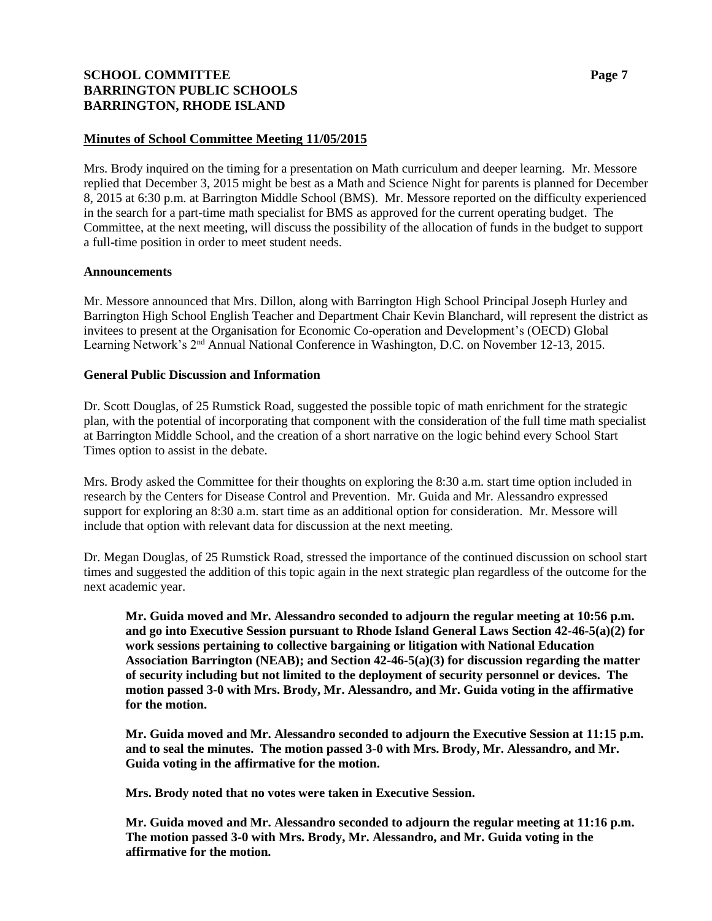## Minutes of School Committee Meeting 11/05/2015

Mrs. Brody inquired on the timing for a presentation on Math curriculum and deeper learning. Mr. Messore replied that December 3, 2015 might be best as a Math and Science Night for parents is planned for December 8, 2015 at 6:30 p.m. at Barrington Middle School (BMS). Mr. Messore reported on the difficulty experienced in the search for a part-time math specialist for BMS as approved for the current operating budget. The Committee, at the next meeting, will discuss the possibility of the allocation of funds in the budget to support a full-time position in order to meet student needs.

**Announcements**

Mr. Messore announced that Mrs. Dillon, along with Barrington High School Principal Joseph Hurley and Barrington High School English Teacher and Department Chair Kevin Blanchard, will represent the district as invitees to present at the Organisation for Economic Co-operation and Development's (OECD) Global Learning Network's 2nd Annual National Conference in Washington, D.C. on November 12-13, 2015.

**General Public Discussion and Information**

Dr. Scott Douglas, of 25 Rumstick Road, suggested the possible topic of math enrichment for the strategic plan, with the potential of incorporating that component with the consideration of the full time math specialist at Barrington Middle School, and the creation of a short narrative on the logic behind every School Start Times option to assist in the debate.

Mrs. Brody asked the Committee for their thoughts on exploring the 8:30 a.m. start time option included in research by the Centers for Disease Control and Prevention. Mr. Guida and Mr. Alessandro expressed support for exploring an 8:30 a.m. start time as an additional option for consideration. Mr. Messore will include that option with relevant data for discussion at the next meeting.

Dr. Megan Douglas, of 25 Rumstick Road, stressed the importance of the continued discussion on school start times and suggested the addition of this topic again in the next strategic plan regardless of the outcome for the next academic year.

> **Mr. Guida moved and Mr. Alessandro seconded to adjourn the regular meeting at 10:56 p.m. and go into Executive Session pursuant to Rhode Island General Laws Section 42-46-5(a)(2) for work sessions pertaining to collective bargaining or litigation with National Education Association Barrington (NEAB); and Section 42-46-5(a)(3) for discussion regarding the matter of security including but not limited to the deployment of security personnel or devices. The motion passed 3-0 with Mrs. Brody, Mr. Alessandro, and Mr. Guida voting in the affirmative for the motion.**
>
> **Mr. Guida moved and Mr. Alessandro seconded to adjourn the Executive Session at 11:15 p.m. and to seal the minutes. The motion passed 3-0 with Mrs. Brody, Mr. Alessandro, and Mr. Guida voting in the affirmative for the motion.**
>
> **Mrs. Brody noted that no votes were taken in Executive Session.**
>
> **Mr. Guida moved and Mr. Alessandro seconded to adjourn the regular meeting at 11:16 p.m. The motion passed 3-0 with Mrs. Brody, Mr. Alessandro, and Mr. Guida voting in the affirmative for the motion.**